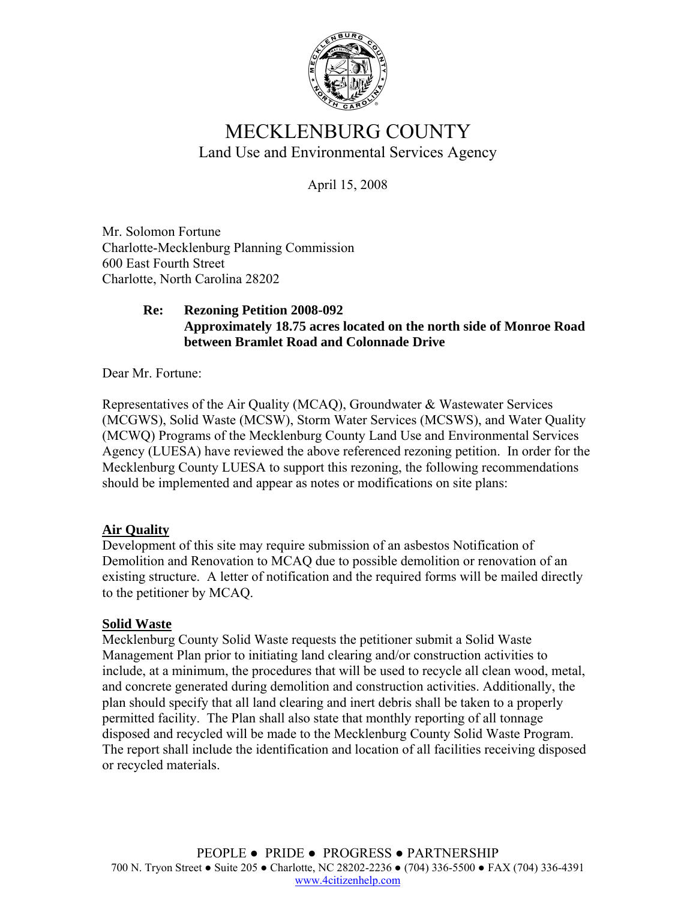# MECKLENBURG COUNTY

Land Use and Environmental Services Agency

April 15, 2008

Mr. Solomon Fortune
Charlotte-Mecklenburg Planning Commission
600 East Fourth Street
Charlotte, North Carolina 28202

**Re: Rezoning Petition 2008-092**
**Approximately 18.75 acres located on the north side of Monroe Road between Bramlet Road and Colonnade Drive**

Dear Mr. Fortune:

Representatives of the Air Quality (MCAQ), Groundwater & Wastewater Services (MCGWS), Solid Waste (MCSW), Storm Water Services (MCSWS), and Water Quality (MCWQ) Programs of the Mecklenburg County Land Use and Environmental Services Agency (LUESA) have reviewed the above referenced rezoning petition. In order for the Mecklenburg County LUESA to support this rezoning, the following recommendations should be implemented and appear as notes or modifications on site plans:

## Air Quality

Development of this site may require submission of an asbestos Notification of Demolition and Renovation to MCAQ due to possible demolition or renovation of an existing structure. A letter of notification and the required forms will be mailed directly to the petitioner by MCAQ.

## Solid Waste

Mecklenburg County Solid Waste requests the petitioner submit a Solid Waste Management Plan prior to initiating land clearing and/or construction activities to include, at a minimum, the procedures that will be used to recycle all clean wood, metal, and concrete generated during demolition and construction activities. Additionally, the plan should specify that all land clearing and inert debris shall be taken to a properly permitted facility. The Plan shall also state that monthly reporting of all tonnage disposed and recycled will be made to the Mecklenburg County Solid Waste Program. The report shall include the identification and location of all facilities receiving disposed or recycled materials.

PEOPLE ● PRIDE ● PROGRESS ● PARTNERSHIP
700 N. Tryon Street ● Suite 205 ● Charlotte, NC 28202-2236 ● (704) 336-5500 ● FAX (704) 336-4391
www.4citizenhelp.com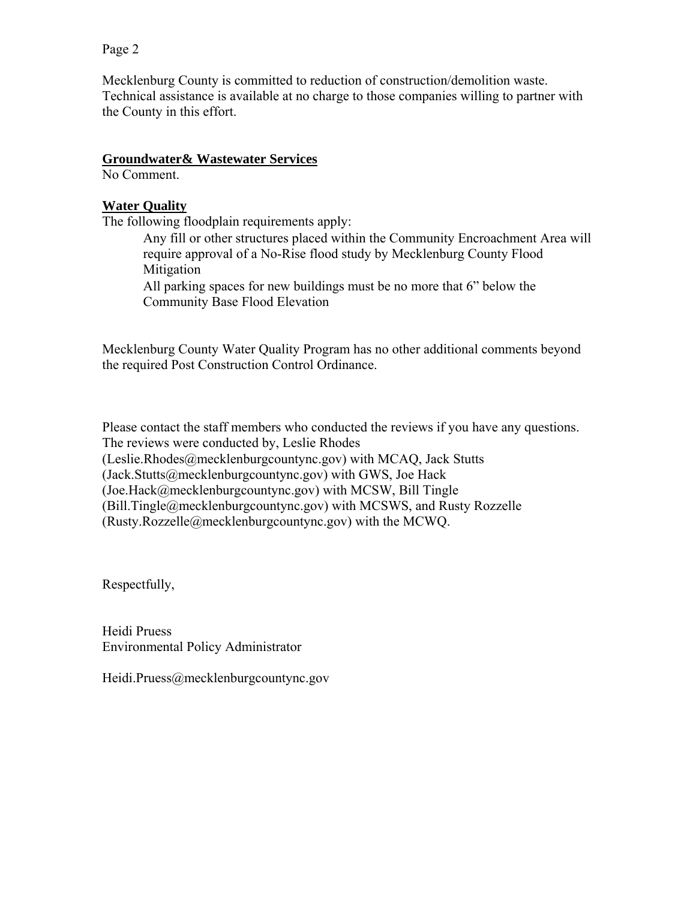Mecklenburg County is committed to reduction of construction/demolition waste. Technical assistance is available at no charge to those companies willing to partner with the County in this effort.

**Groundwater& Wastewater Services**

No Comment.

**Water Quality**

The following floodplain requirements apply:

Any fill or other structures placed within the Community Encroachment Area will require approval of a No-Rise flood study by Mecklenburg County Flood Mitigation

All parking spaces for new buildings must be no more that 6" below the Community Base Flood Elevation

Mecklenburg County Water Quality Program has no other additional comments beyond the required Post Construction Control Ordinance.

Please contact the staff members who conducted the reviews if you have any questions. The reviews were conducted by, Leslie Rhodes (Leslie.Rhodes@mecklenburgcountync.gov) with MCAQ, Jack Stutts (Jack.Stutts@mecklenburgcountync.gov) with GWS, Joe Hack (Joe.Hack@mecklenburgcountync.gov) with MCSW, Bill Tingle (Bill.Tingle@mecklenburgcountync.gov) with MCSWS, and Rusty Rozzelle (Rusty.Rozzelle@mecklenburgcountync.gov) with the MCWQ.

Respectfully,

Heidi Pruess
Environmental Policy Administrator

Heidi.Pruess@mecklenburgcountync.gov